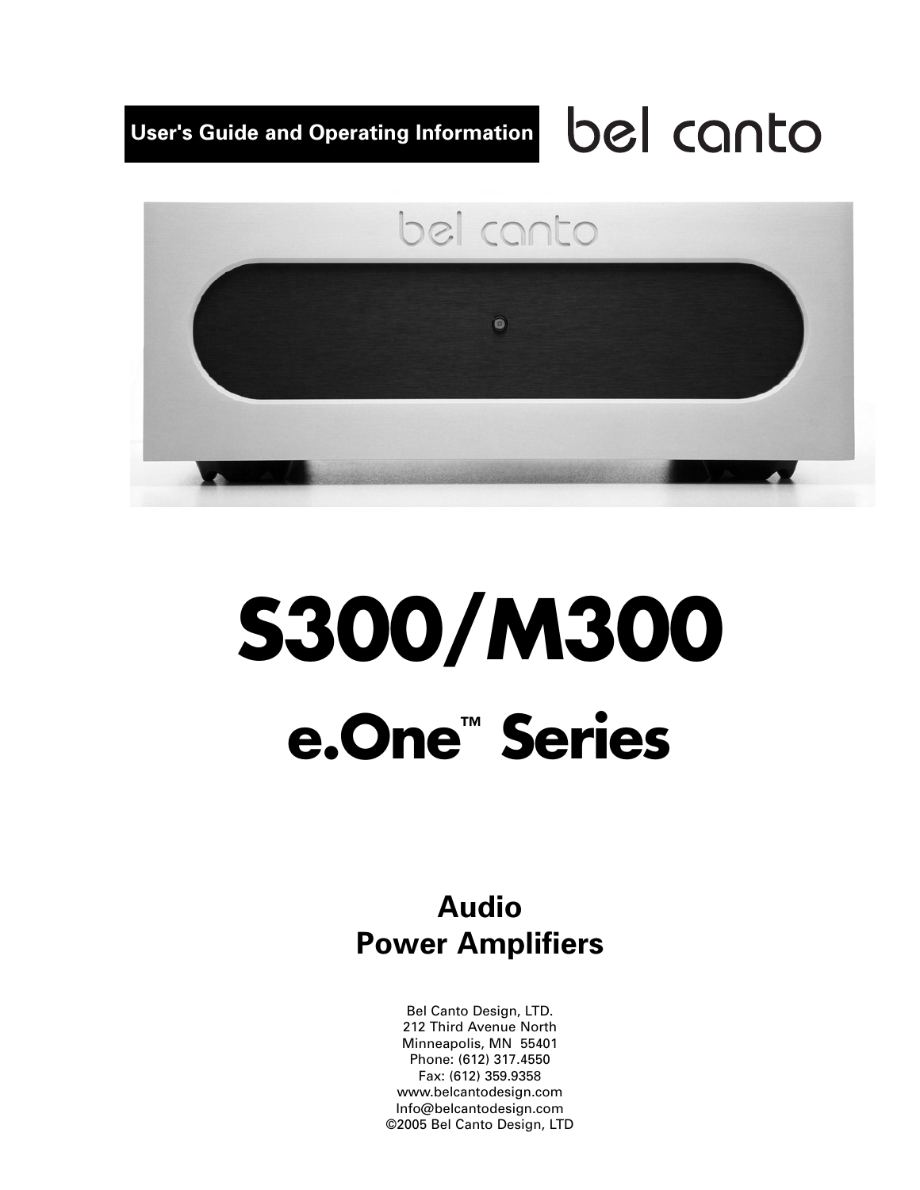**User's Guide and Operating Information**

bel canto

# S300/M300

## e.One™ Series

### Audio
### Power Amplifiers

Bel Canto Design, LTD.
212 Third Avenue North
Minneapolis, MN 55401
Phone: (612) 317.4550
Fax: (612) 359.9358
www.belcantodesign.com
Info@belcantodesign.com
©2005 Bel Canto Design, LTD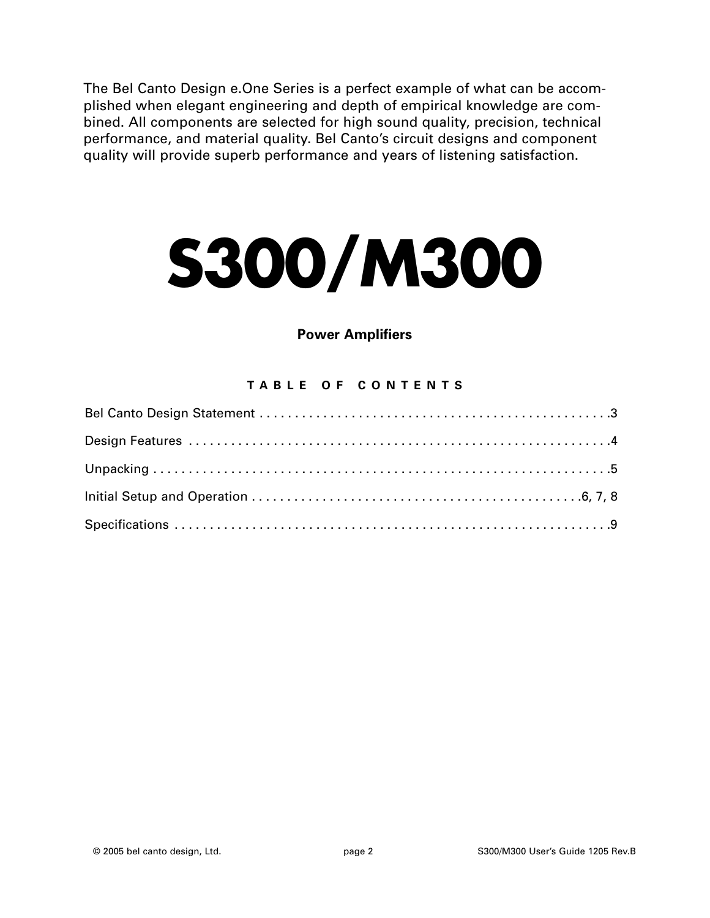The Bel Canto Design e.One Series is a perfect example of what can be accomplished when elegant engineering and depth of empirical knowledge are combined. All components are selected for high sound quality, precision, technical performance, and material quality. Bel Canto's circuit designs and component quality will provide superb performance and years of listening satisfaction.

# S300/M300

**Power Amplifiers**

## TABLE OF CONTENTS

Bel Canto Design Statement . . . . . . . . . . . . . . . . . . . . . . . . . . . . . . . . . . . . . . . . . . . . . . . .3

Design Features . . . . . . . . . . . . . . . . . . . . . . . . . . . . . . . . . . . . . . . . . . . . . . . . . . . . . . . . . . .4

Unpacking . . . . . . . . . . . . . . . . . . . . . . . . . . . . . . . . . . . . . . . . . . . . . . . . . . . . . . . . . . . . . . .5

Initial Setup and Operation . . . . . . . . . . . . . . . . . . . . . . . . . . . . . . . . . . . . . . . . . . . . . .6, 7, 8

Specifications . . . . . . . . . . . . . . . . . . . . . . . . . . . . . . . . . . . . . . . . . . . . . . . . . . . . . . . . . . . .9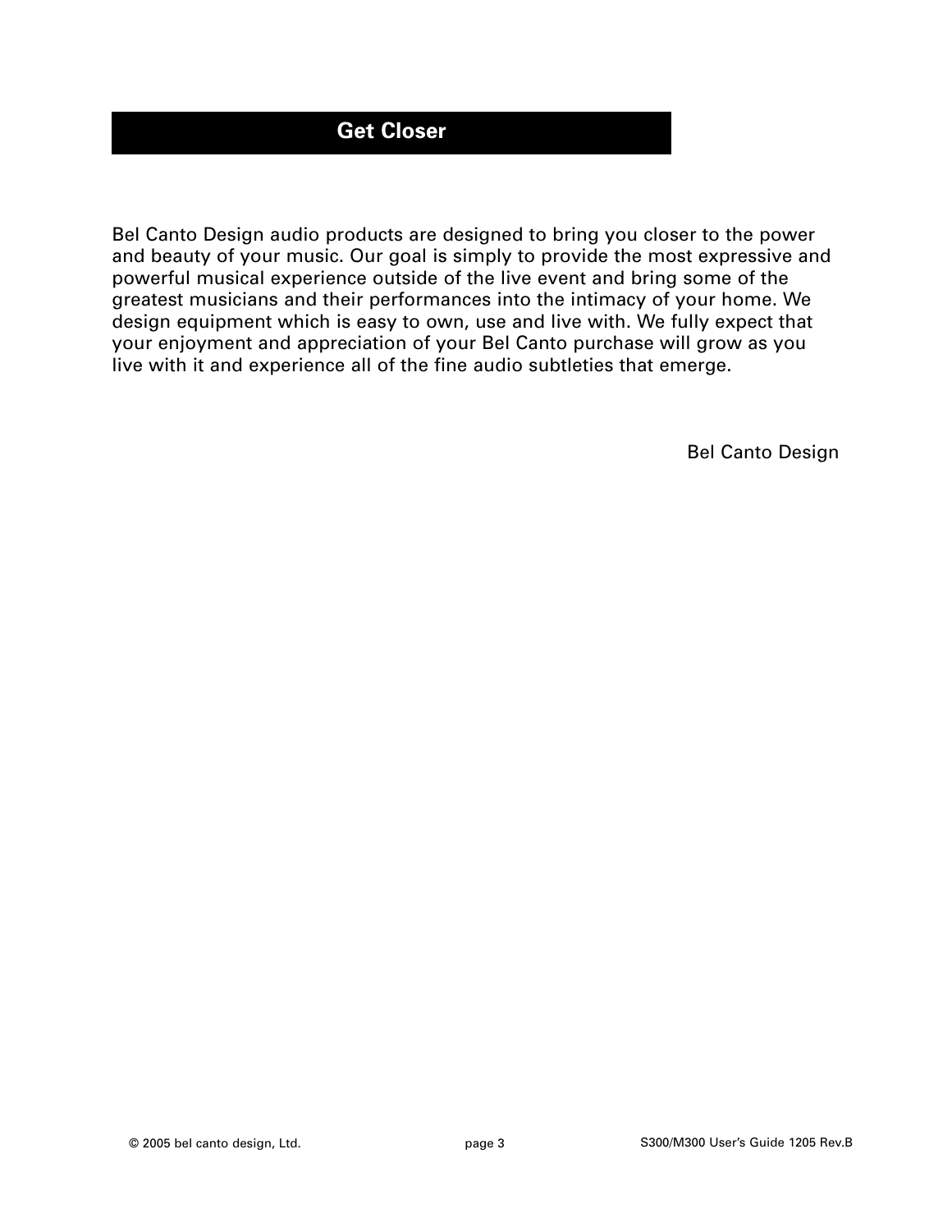## Get Closer

Bel Canto Design audio products are designed to bring you closer to the power and beauty of your music. Our goal is simply to provide the most expressive and powerful musical experience outside of the live event and bring some of the greatest musicians and their performances into the intimacy of your home. We design equipment which is easy to own, use and live with. We fully expect that your enjoyment and appreciation of your Bel Canto purchase will grow as you live with it and experience all of the fine audio subtleties that emerge.

Bel Canto Design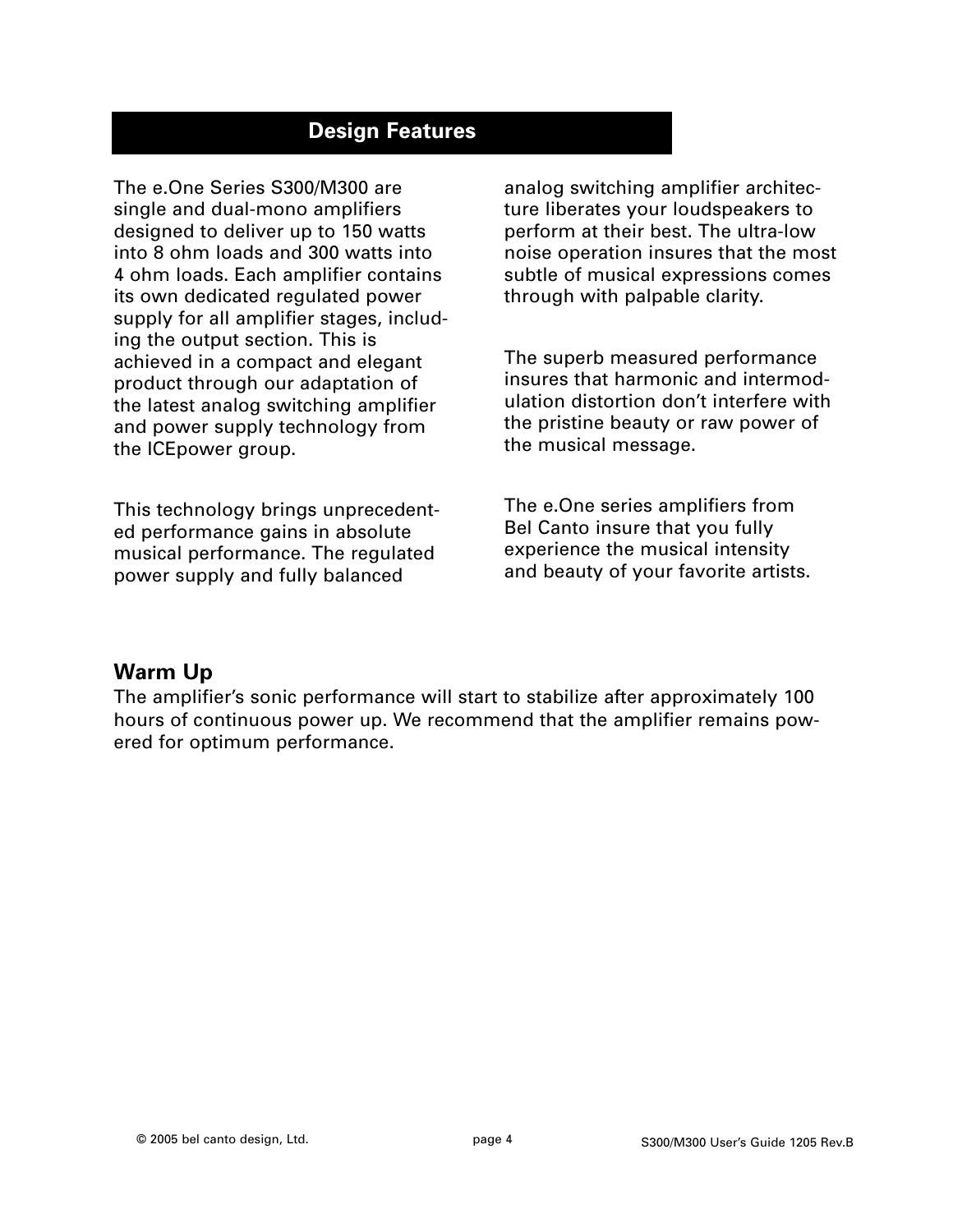## Design Features

The e.One Series S300/M300 are single and dual-mono amplifiers designed to deliver up to 150 watts into 8 ohm loads and 300 watts into 4 ohm loads. Each amplifier contains its own dedicated regulated power supply for all amplifier stages, including the output section. This is achieved in a compact and elegant product through our adaptation of the latest analog switching amplifier and power supply technology from the ICEpower group.

This technology brings unprecedented performance gains in absolute musical performance. The regulated power supply and fully balanced analog switching amplifier architecture liberates your loudspeakers to perform at their best. The ultra-low noise operation insures that the most subtle of musical expressions comes through with palpable clarity.

The superb measured performance insures that harmonic and intermodulation distortion don't interfere with the pristine beauty or raw power of the musical message.

The e.One series amplifiers from Bel Canto insure that you fully experience the musical intensity and beauty of your favorite artists.

### Warm Up

The amplifier's sonic performance will start to stabilize after approximately 100 hours of continuous power up. We recommend that the amplifier remains powered for optimum performance.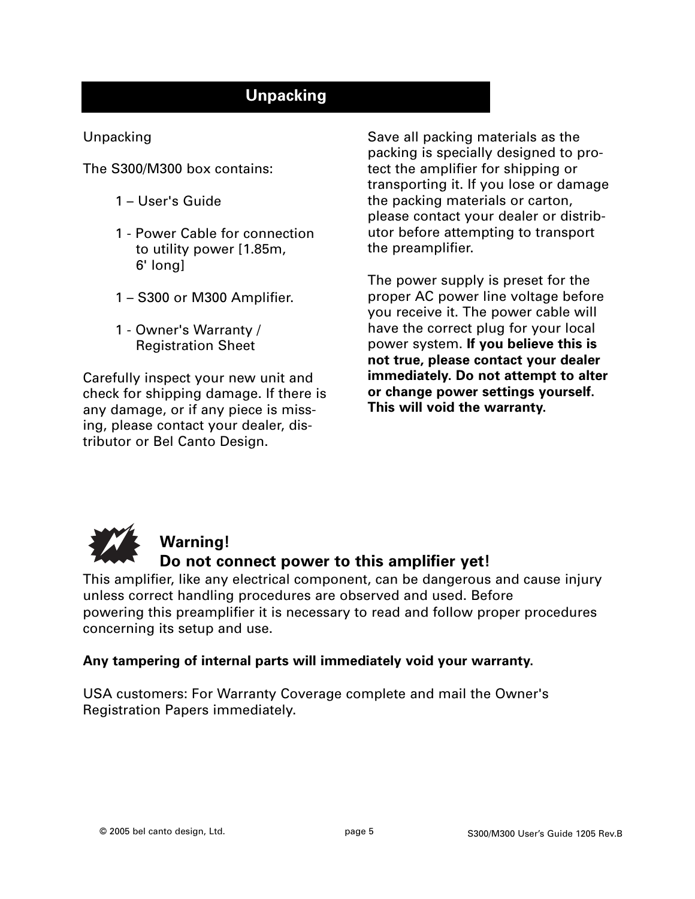## Unpacking

Unpacking

The S300/M300 box contains:

- 1 – User's Guide
- 1 - Power Cable for connection to utility power [1.85m, 6' long]
- 1 – S300 or M300 Amplifier.
- 1 - Owner's Warranty / Registration Sheet

Carefully inspect your new unit and check for shipping damage. If there is any damage, or if any piece is missing, please contact your dealer, distributor or Bel Canto Design.

Save all packing materials as the packing is specially designed to protect the amplifier for shipping or transporting it. If you lose or damage the packing materials or carton, please contact your dealer or distributor before attempting to transport the preamplifier.

The power supply is preset for the proper AC power line voltage before you receive it. The power cable will have the correct plug for your local power system. **If you believe this is not true, please contact your dealer immediately. Do not attempt to alter or change power settings yourself. This will void the warranty.**

### Warning!
### Do not connect power to this amplifier yet!

This amplifier, like any electrical component, can be dangerous and cause injury unless correct handling procedures are observed and used. Before powering this preamplifier it is necessary to read and follow proper procedures concerning its setup and use.

**Any tampering of internal parts will immediately void your warranty.**

USA customers: For Warranty Coverage complete and mail the Owner's Registration Papers immediately.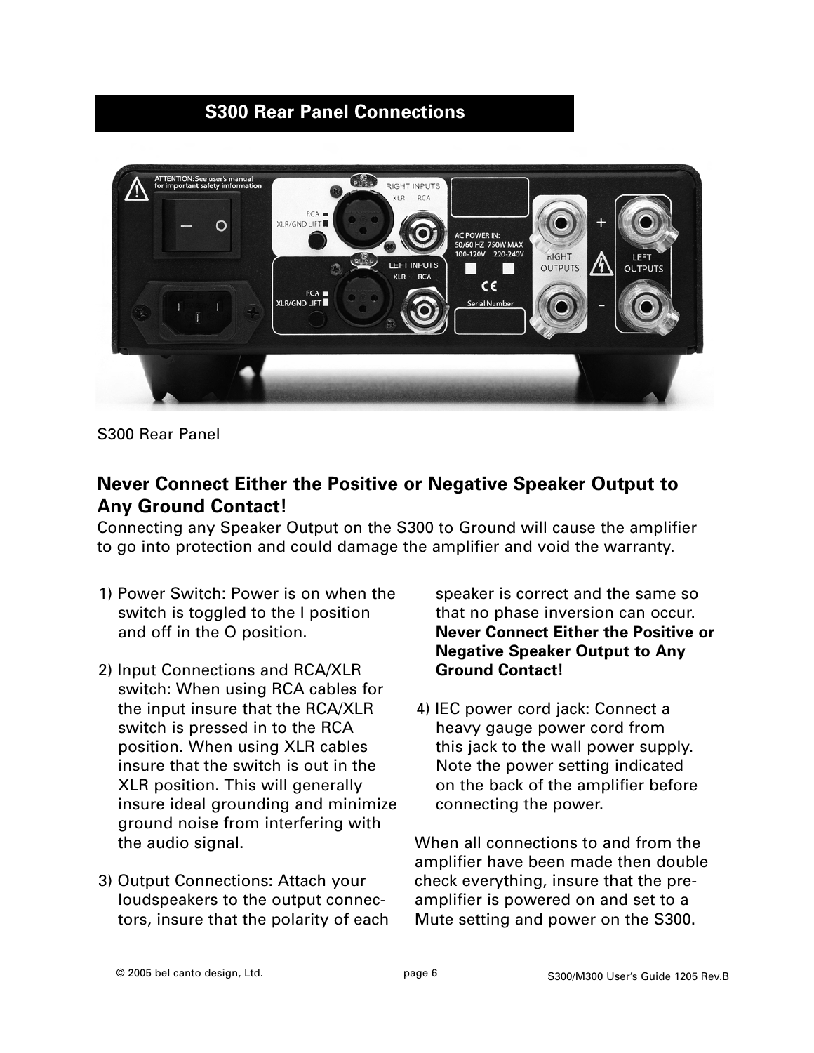## S300 Rear Panel Connections

S300 Rear Panel

### Never Connect Either the Positive or Negative Speaker Output to Any Ground Contact!

Connecting any Speaker Output on the S300 to Ground will cause the amplifier to go into protection and could damage the amplifier and void the warranty.

1) Power Switch: Power is on when the switch is toggled to the I position and off in the O position.

2) Input Connections and RCA/XLR switch: When using RCA cables for the input insure that the RCA/XLR switch is pressed in to the RCA position. When using XLR cables insure that the switch is out in the XLR position. This will generally insure ideal grounding and minimize ground noise from interfering with the audio signal.

3) Output Connections: Attach your loudspeakers to the output connectors, insure that the polarity of each speaker is correct and the same so that no phase inversion can occur. **Never Connect Either the Positive or Negative Speaker Output to Any Ground Contact!**

4) IEC power cord jack: Connect a heavy gauge power cord from this jack to the wall power supply. Note the power setting indicated on the back of the amplifier before connecting the power.

When all connections to and from the amplifier have been made then double check everything, insure that the pre-amplifier is powered on and set to a Mute setting and power on the S300.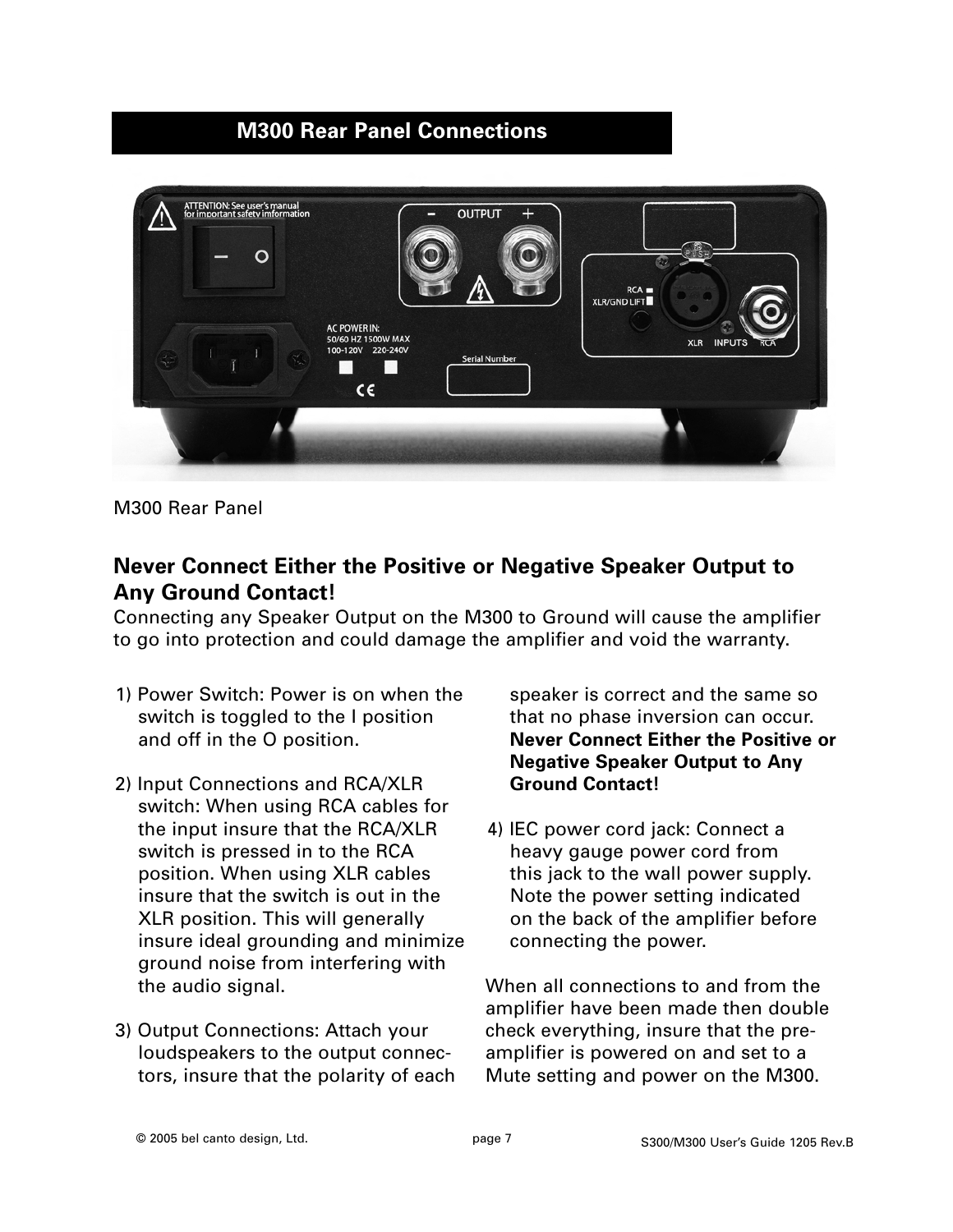## M300 Rear Panel Connections

M300 Rear Panel

### Never Connect Either the Positive or Negative Speaker Output to Any Ground Contact!

Connecting any Speaker Output on the M300 to Ground will cause the amplifier to go into protection and could damage the amplifier and void the warranty.

1) Power Switch: Power is on when the switch is toggled to the I position and off in the O position.

2) Input Connections and RCA/XLR switch: When using RCA cables for the input insure that the RCA/XLR switch is pressed in to the RCA position. When using XLR cables insure that the switch is out in the XLR position. This will generally insure ideal grounding and minimize ground noise from interfering with the audio signal.

3) Output Connections: Attach your loudspeakers to the output connectors, insure that the polarity of each speaker is correct and the same so that no phase inversion can occur. **Never Connect Either the Positive or Negative Speaker Output to Any Ground Contact!**

4) IEC power cord jack: Connect a heavy gauge power cord from this jack to the wall power supply. Note the power setting indicated on the back of the amplifier before connecting the power.

When all connections to and from the amplifier have been made then double check everything, insure that the pre-amplifier is powered on and set to a Mute setting and power on the M300.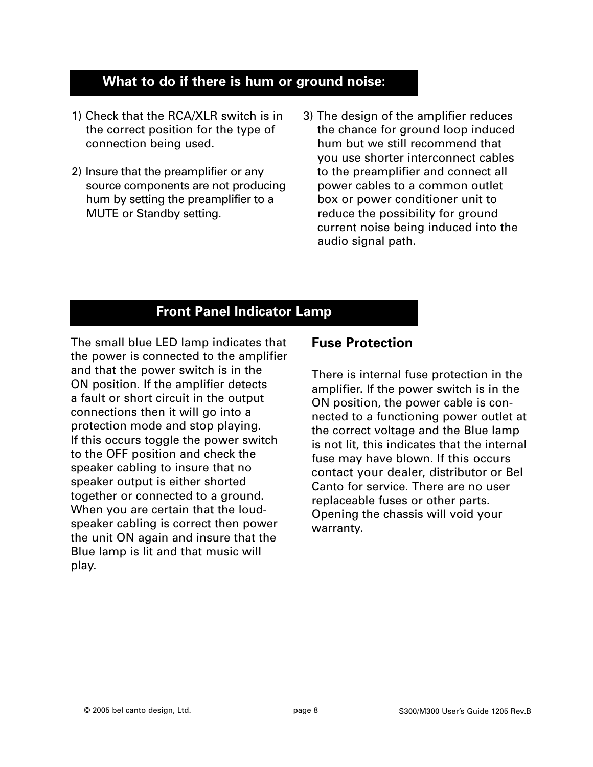## What to do if there is hum or ground noise:

1) Check that the RCA/XLR switch is in the correct position for the type of connection being used.

2) Insure that the preamplifier or any source components are not producing hum by setting the preamplifier to a MUTE or Standby setting.

3) The design of the amplifier reduces the chance for ground loop induced hum but we still recommend that you use shorter interconnect cables to the preamplifier and connect all power cables to a common outlet box or power conditioner unit to reduce the possibility for ground current noise being induced into the audio signal path.

## Front Panel Indicator Lamp

The small blue LED lamp indicates that the power is connected to the amplifier and that the power switch is in the ON position. If the amplifier detects a fault or short circuit in the output connections then it will go into a protection mode and stop playing. If this occurs toggle the power switch to the OFF position and check the speaker cabling to insure that no speaker output is either shorted together or connected to a ground. When you are certain that the loudspeaker cabling is correct then power the unit ON again and insure that the Blue lamp is lit and that music will play.

### Fuse Protection

There is internal fuse protection in the amplifier. If the power switch is in the ON position, the power cable is connected to a functioning power outlet at the correct voltage and the Blue lamp is not lit, this indicates that the internal fuse may have blown. If this occurs contact your dealer, distributor or Bel Canto for service. There are no user replaceable fuses or other parts. Opening the chassis will void your warranty.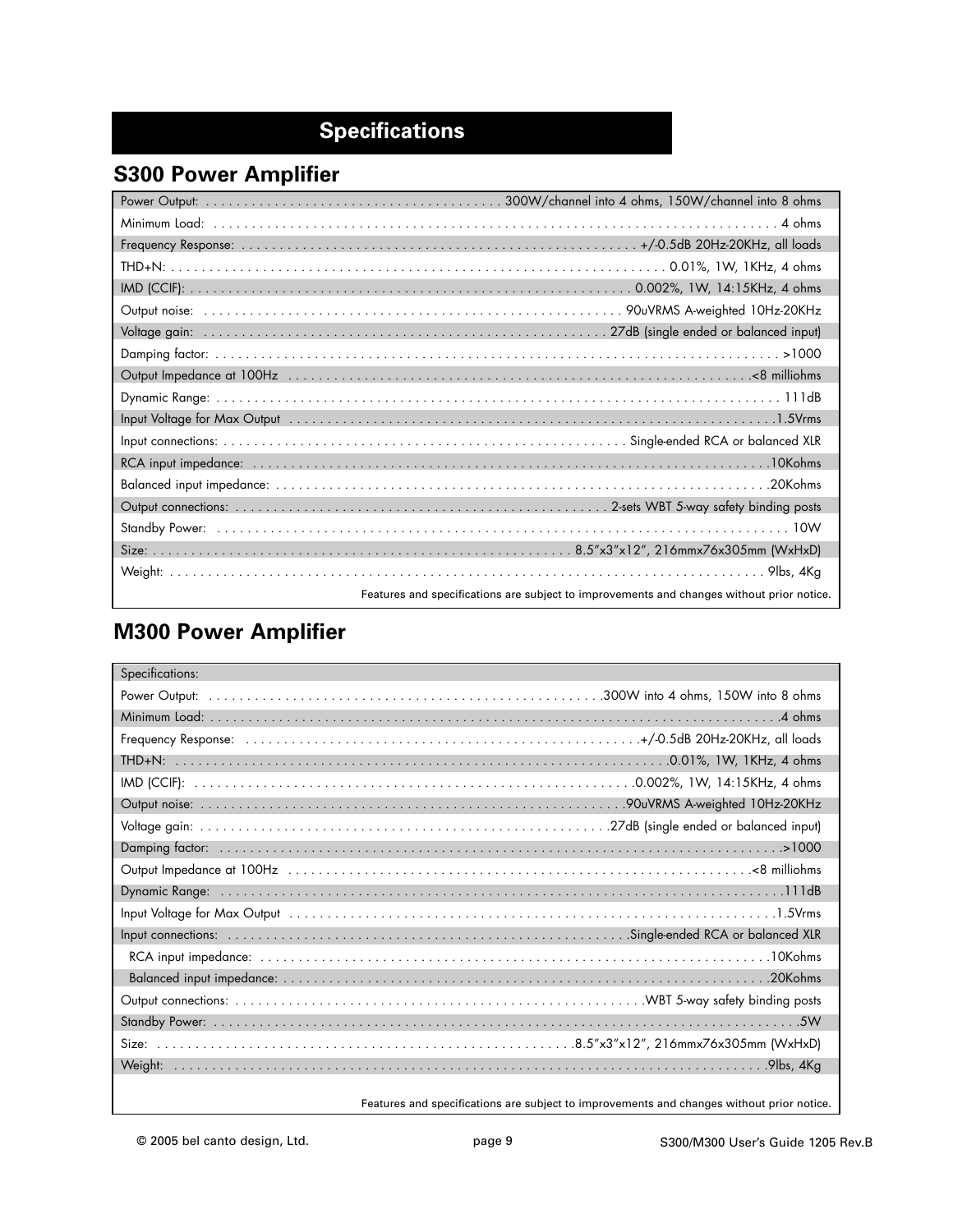# Specifications

## S300 Power Amplifier

| Specification | Value |
|---|---|
| Power Output: | 300W/channel into 4 ohms, 150W/channel into 8 ohms |
| Minimum Load: | 4 ohms |
| Frequency Response: | +/-0.5dB 20Hz-20KHz, all loads |
| THD+N: | 0.01%, 1W, 1KHz, 4 ohms |
| IMD (CCIF): | 0.002%, 1W, 14:15KHz, 4 ohms |
| Output noise: | 90uVRMS A-weighted 10Hz-20KHz |
| Voltage gain: | 27dB (single ended or balanced input) |
| Damping factor: | >1000 |
| Output Impedance at 100Hz | <8 milliohms |
| Dynamic Range: | 111dB |
| Input Voltage for Max Output | 1.5Vrms |
| Input connections: | Single-ended RCA or balanced XLR |
| RCA input impedance: | 10Kohms |
| Balanced input impedance: | 20Kohms |
| Output connections: | 2-sets WBT 5-way safety binding posts |
| Standby Power: | 10W |
| Size: | 8.5”x3”x12”, 216mmx76x305mm (WxHxD) |
| Weight: | 9lbs, 4Kg |

Features and specifications are subject to improvements and changes without prior notice.

## M300 Power Amplifier

Specifications:

| Specification | Value |
|---|---|
| Power Output: | 300W into 4 ohms, 150W into 8 ohms |
| Minimum Load: | 4 ohms |
| Frequency Response: | +/-0.5dB 20Hz-20KHz, all loads |
| THD+N: | 0.01%, 1W, 1KHz, 4 ohms |
| IMD (CCIF): | 0.002%, 1W, 14:15KHz, 4 ohms |
| Output noise: | 90uVRMS A-weighted 10Hz-20KHz |
| Voltage gain: | 27dB (single ended or balanced input) |
| Damping factor: | >1000 |
| Output Impedance at 100Hz | <8 milliohms |
| Dynamic Range: | 111dB |
| Input Voltage for Max Output | 1.5Vrms |
| Input connections: | Single-ended RCA or balanced XLR |
| RCA input impedance: | 10Kohms |
| Balanced input impedance: | 20Kohms |
| Output connections: | WBT 5-way safety binding posts |
| Standby Power: | 5W |
| Size: | 8.5”x3”x12”, 216mmx76x305mm (WxHxD) |
| Weight: | 9lbs, 4Kg |

Features and specifications are subject to improvements and changes without prior notice.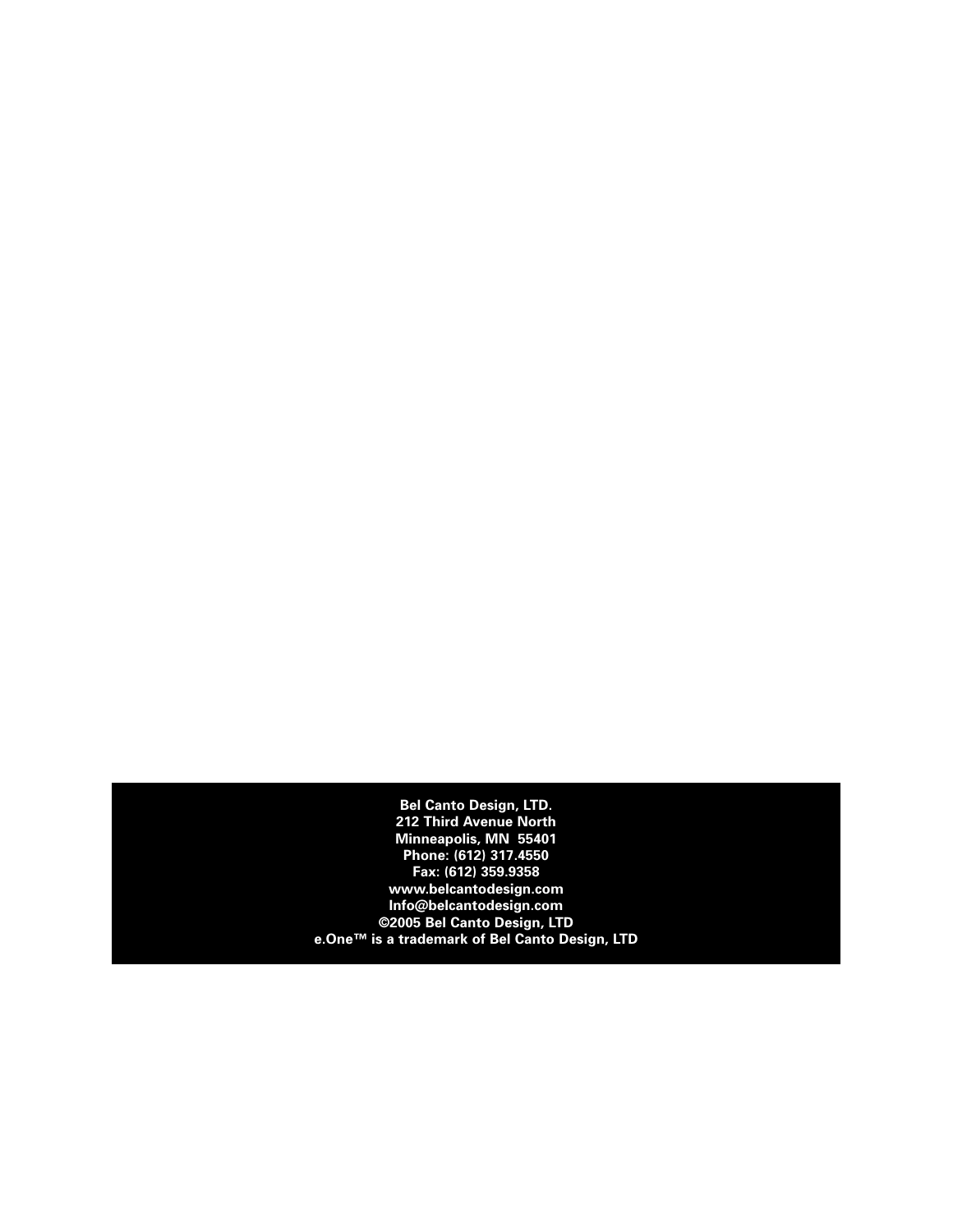**Bel Canto Design, LTD.**
**212 Third Avenue North**
**Minneapolis, MN 55401**
**Phone: (612) 317.4550**
**Fax: (612) 359.9358**
**www.belcantodesign.com**
**Info@belcantodesign.com**
**©2005 Bel Canto Design, LTD**
**e.One™ is a trademark of Bel Canto Design, LTD**